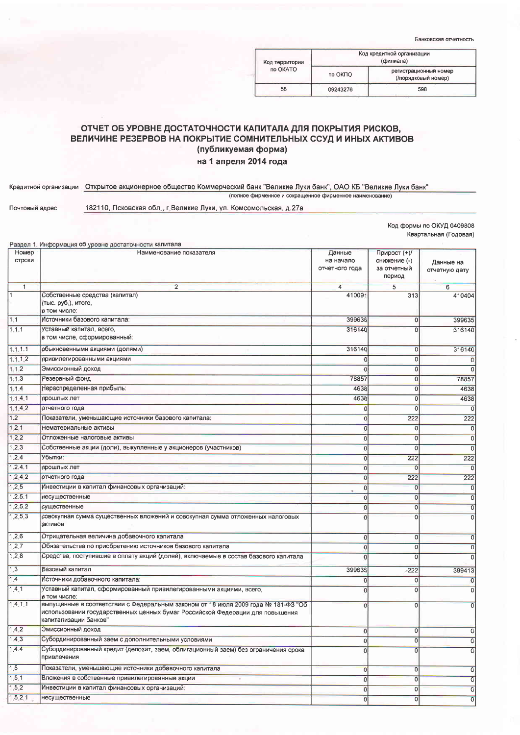Банковская отчетность

| Код территории по ОКАТО | Код кредитной организации (филиала) | |
|---|---|---|
| | по ОКПО | регистрационный номер (/порядковый номер) |
| 58 | 09243276 | 598 |

# ОТЧЕТ ОБ УРОВНЕ ДОСТАТОЧНОСТИ КАПИТАЛА ДЛЯ ПОКРЫТИЯ РИСКОВ, ВЕЛИЧИНЕ РЕЗЕРВОВ НА ПОКРЫТИЕ СОМНИТЕЛЬНЫХ ССУД И ИНЫХ АКТИВОВ
## (публикуемая форма)
## на 1 апреля 2014 года

Кредитной организации Открытое акционерное общество Коммерческий банк "Великие Луки банк", ОАО КБ "Великие Луки банк"
(полное фирменное и сокращенное фирменное наименование)

Почтовый адрес 182110, Псковская обл., г.Великие Луки, ул. Комсомольская, д.27а

Код формы по ОКУД 0409808
Квартальная (Годовая)

Раздел 1. Информация об уровне достаточности капитала

| Номер строки | Наименование показателя | Данные на начало отчетного года | Прирост (+)/ снижение (-) за отчетный период | Данные на отчетную дату |
|---|---|---|---|---|
| 1 | 2 | 4 | 5 | 6 |
| 1 | Собственные средства (капитал) (тыс. руб.), итого, в том числе: | 410091 | 313 | 410404 |
| 1.1 | Источники базового капитала: | 399635 | 0 | 399635 |
| 1.1.1 | Уставный капитал, всего, в том числе, сформированный: | 316140 | 0 | 316140 |
| 1.1.1.1 | обыкновенными акциями (долями) | 316140 | 0 | 316140 |
| 1.1.1.2 | привилегированными акциями | 0 | 0 | 0 |
| 1.1.2 | Эмиссионный доход | 0 | 0 | 0 |
| 1.1.3 | Резервный фонд | 78857 | 0 | 78857 |
| 1.1.4 | Нераспределенная прибыль: | 4638 | 0 | 4638 |
| 1.1.4.1 | прошлых лет | 4638 | 0 | 4638 |
| 1.1.4.2 | отчетного года | 0 | 0 | 0 |
| 1.2 | Показатели, уменьшающие источники базового капитала: | 0 | 222 | 222 |
| 1.2.1 | Нематериальные активы | 0 | 0 | 0 |
| 1.2.2 | Отложенные налоговые активы | 0 | 0 | 0 |
| 1.2.3 | Собственные акции (доли), выкупленные у акционеров (участников) | 0 | 0 | 0 |
| 1.2.4 | Убытки: | 0 | 222 | 222 |
| 1.2.4.1 | прошлых лет | 0 | 0 | 0 |
| 1.2.4.2 | отчетного года | 0 | 222 | 222 |
| 1.2.5 | Инвестиции в капитал финансовых организаций: | 0 | 0 | 0 |
| 1.2.5.1 | несущественные | 0 | 0 | 0 |
| 1.2.5.2 | существенные | 0 | 0 | 0 |
| 1.2.5.3 | совокупная сумма существенных вложений и совокупная сумма отложенных налоговых активов | 0 | 0 | 0 |
| 1.2.6 | Отрицательная величина добавочного капитала | 0 | 0 | 0 |
| 1.2.7 | Обязательства по приобретению источников базового капитала | 0 | 0 | 0 |
| 1.2.8 | Средства, поступившие в оплату акций (долей), включаемые в состав базового капитала | 0 | 0 | 0 |
| 1.3 | Базовый капитал | 399635 | -222 | 399413 |
| 1.4 | Источники добавочного капитала: | 0 | 0 | 0 |
| 1.4.1 | Уставный капитал, сформированный привилегированными акциями, всего, в том числе: | 0 | 0 | 0 |
| 1.4.1.1 | выпущенные в соответствии с Федеральным законом от 18 июля 2009 года № 181-ФЗ "Об использовании государственных ценных бумаг Российской Федерации для повышения капитализации банков" | 0 | 0 | 0 |
| 1.4.2 | Эмиссионный доход | 0 | 0 | 0 |
| 1.4.3 | Субординированный заем с дополнительными условиями | 0 | 0 | 0 |
| 1.4.4 | Субординированный кредит (депозит, заем, облигационный заем) без ограничения срока привлечения | 0 | 0 | 0 |
| 1.5 | Показатели, уменьшающие источники добавочного капитала | 0 | 0 | 0 |
| 1.5.1 | Вложения в собственные привилегированные акции | 0 | 0 | 0 |
| 1.5.2 | Инвестиции в капитал финансовых организаций: | 0 | 0 | 0 |
| 1.5.2.1 | несущественные | 0 | 0 | 0 |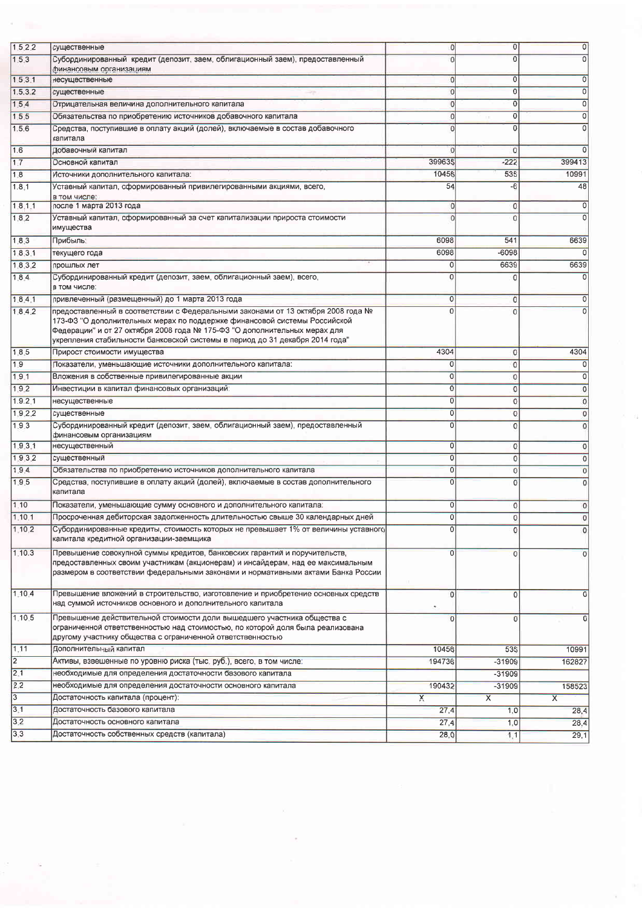| | | | | |
|---|---|---|---|---|
| 1.5.2.2 | существенные | 0 | 0 | 0 |
| 1.5.3 | Субординированный кредит (депозит, заем, облигационный заем), предоставленный финансовым организациям | 0 | 0 | 0 |
| 1.5.3.1 | несущественные | 0 | 0 | 0 |
| 1.5.3.2 | существенные | 0 | 0 | 0 |
| 1.5.4 | Отрицательная величина дополнительного капитала | 0 | 0 | 0 |
| 1.5.5 | Обязательства по приобретению источников добавочного капитала | 0 | 0 | 0 |
| 1.5.6 | Средства, поступившие в оплату акций (долей), включаемые в состав добавочного капитала | 0 | 0 | 0 |
| 1.6 | Добавочный капитал | 0 | 0 | 0 |
| 1.7 | Основной капитал | 399635 | -222 | 399413 |
| 1.8 | Источники дополнительного капитала: | 10456 | 535 | 10991 |
| 1.8.1 | Уставный капитал, сформированный привилегированными акциями, всего, в том числе: | 54 | -6 | 48 |
| 1.8.1.1 | после 1 марта 2013 года | 0 | 0 | 0 |
| 1.8.2 | Уставный капитал, сформированный за счет капитализации прироста стоимости имущества | 0 | 0 | 0 |
| 1.8.3 | Прибыль: | 6098 | 541 | 6639 |
| 1.8.3.1 | текущего года | 6098 | -6098 | 0 |
| 1.8.3.2 | прошлых лет | 0 | 6639 | 6639 |
| 1.8.4 | Субординированный кредит (депозит, заем, облигационный заем), всего, в том числе: | 0 | 0 | 0 |
| 1.8.4.1 | привлеченный (размещенный) до 1 марта 2013 года | 0 | 0 | 0 |
| 1.8.4.2 | предоставленный в соответствии с Федеральными законами от 13 октября 2008 года № 173-ФЗ "О дополнительных мерах по поддержке финансовой системы Российской Федерации" и от 27 октября 2008 года № 175-ФЗ "О дополнительных мерах для укрепления стабильности банковской системы в период до 31 декабря 2014 года" | 0 | 0 | 0 |
| 1.8.5 | Прирост стоимости имущества | 4304 | 0 | 4304 |
| 1.9 | Показатели, уменьшающие источники дополнительного капитала: | 0 | 0 | 0 |
| 1.9.1 | Вложения в собственные привилегированные акции | 0 | 0 | 0 |
| 1.9.2 | Инвестиции в капитал финансовых организаций: | 0 | 0 | 0 |
| 1.9.2.1 | несущественные | 0 | 0 | 0 |
| 1.9.2.2 | существенные | 0 | 0 | 0 |
| 1.9.3 | Субординированный кредит (депозит, заем, облигационный заем), предоставленный финансовым организациям | 0 | 0 | 0 |
| 1.9.3.1 | несущественный | 0 | 0 | 0 |
| 1.9.3.2 | существенный | 0 | 0 | 0 |
| 1.9.4 | Обязательства по приобретению источников дополнительного капитала | 0 | 0 | 0 |
| 1.9.5 | Средства, поступившие в оплату акций (долей), включаемые в состав дополнительного капитала | 0 | 0 | 0 |
| 1.10 | Показатели, уменьшающие сумму основного и дополнительного капитала: | 0 | 0 | 0 |
| 1.10.1 | Просроченная дебиторская задолженность длительностью свыше 30 календарных дней | 0 | 0 | 0 |
| 1.10.2 | Субординированные кредиты, стоимость которых не превышает 1% от величины уставного капитала кредитной организации-заемщика | 0 | 0 | 0 |
| 1.10.3 | Превышение совокупной суммы кредитов, банковских гарантий и поручительств, предоставленных своим участникам (акционерам) и инсайдерам, над ее максимальным размером в соответствии федеральными законами и нормативными актами Банка России | 0 | 0 | 0 |
| 1.10.4 | Превышение вложений в строительство, изготовление и приобретение основных средств над суммой источников основного и дополнительного капитала | 0 | 0 | 0 |
| 1.10.5 | Превышение действительной стоимости доли вышедшего участника общества с ограниченной ответственностью над стоимостью, по которой доля была реализована другому участнику общества с ограниченной ответственностью | 0 | 0 | 0 |
| 1.11 | Дополнительный капитал | 10456 | 535 | 10991 |
| 2 | Активы, взвешенные по уровню риска (тыс. руб.), всего, в том числе: | 194736 | -31909 | 162827 |
| 2.1 | необходимые для определения достаточности базового капитала | | -31909 | |
| 2.2 | необходимые для определения достаточности основного капитала | 190432 | -31909 | 158523 |
| 3 | Достаточность капитала (процент): | X | X | X |
| 3.1 | Достаточность базового капитала | 27,4 | 1,0 | 28,4 |
| 3.2 | Достаточность основного капитала | 27,4 | 1,0 | 28,4 |
| 3.3 | Достаточность собственных средств (капитала) | 28,0 | 1,1 | 29,1 |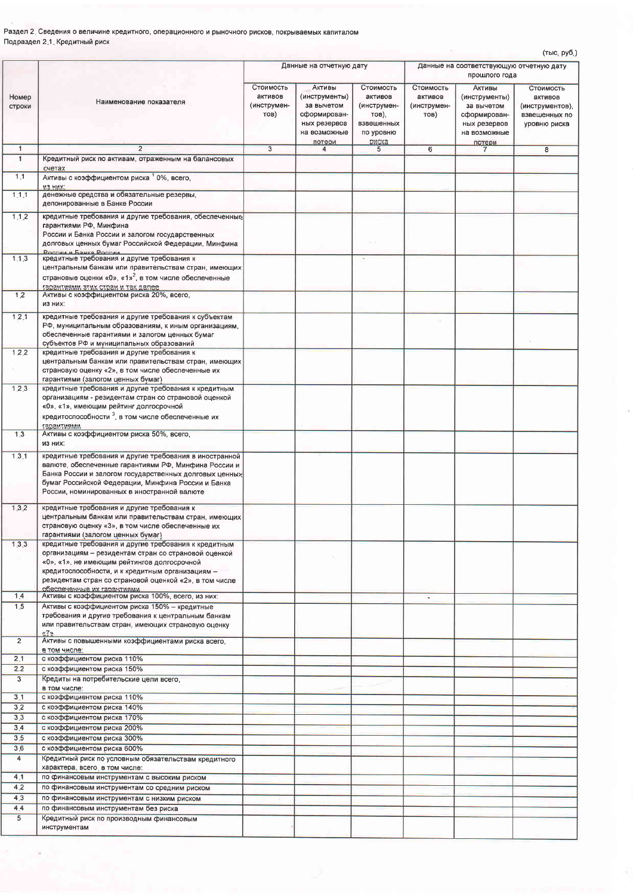Раздел 2. Сведения о величине кредитного, операционного и рыночного рисков, покрываемых капиталом

Подраздел 2.1. Кредитный риск

(тыс. руб.)

| Номер строки | Наименование показателя | Данные на отчетную дату | | | Данные на соответствующую отчетную дату прошлого года | | |
|---|---|---|---|---|---|---|---|
| | | Стоимость активов (инструментов) | Активы (инструменты) за вычетом сформированных резервов на возможные потери | Стоимость активов (инструментов), взвешенных по уровню риска | Стоимость активов (инструментов) | Активы (инструменты) за вычетом сформированных резервов на возможные потери | Стоимость активов (инструментов), взвешенных по уровню риска |
| 1 | 2 | 3 | 4 | 5 | 6 | 7 | 8 |
| 1 | Кредитный риск по активам, отраженным на балансовых счетах | | | | | | |
| 1.1 | Активы с коэффициентом риска [1] 0%, всего, из них: | | | | | | |
| 1.1.1 | денежные средства и обязательные резервы, депонированные в Банке России | | | | | | |
| 1.1.2 | кредитные требования и другие требования, обеспеченные гарантиями РФ, Минфина России и Банка России и залогом государственных долговых ценных бумаг Российской Федерации, Минфина России и Банка России | | | | | | |
| 1.1.3 | кредитные требования и другие требования к центральным банкам или правительствам стран, имеющих страновые оценки «0», «1»[2], в том числе обеспеченные гарантиями этих стран и так далее | | | | | | |
| 1.2 | Активы с коэффициентом риска 20%, всего, из них: | | | | | | |
| 1.2.1 | кредитные требования и другие требования к субъектам РФ, муниципальным образованиям, к иным организациям, обеспеченные гарантиями и залогом ценных бумаг субъектов РФ и муниципальных образований | | | | | | |
| 1.2.2 | кредитные требования и другие требования к центральным банкам или правительствам стран, имеющих страновую оценку «2», в том числе обеспеченные их гарантиями (залогом ценных бумаг) | | | | | | |
| 1.2.3 | кредитные требования и другие требования к кредитным организациям - резидентам стран со страновой оценкой «0», «1», имеющим рейтинг долгосрочной кредитоспособности [3], в том числе обеспеченные их гарантиями | | | | | | |
| 1.3 | Активы с коэффициентом риска 50%, всего, из них: | | | | | | |
| 1.3.1 | кредитные требования и другие требования в иностранной валюте, обеспеченные гарантиями РФ, Минфина России и Банка России и залогом государственных долговых ценных бумаг Российской Федерации, Минфина России и Банка России, номинированных в иностранной валюте | | | | | | |
| 1.3.2 | кредитные требования и другие требования к центральным банкам или правительствам стран, имеющих страновую оценку «3», в том числе обеспеченные их гарантиями (залогом ценных бумаг) | | | | | | |
| 1.3.3 | кредитные требования и другие требования к кредитным организациям – резидентам стран со страновой оценкой «0», «1», не имеющим рейтингов долгосрочной кредитоспособности, и к кредитным организациям – резидентам стран со страновой оценкой «2», в том числе обеспеченные их гарантиями | | | | | | |
| 1.4 | Активы с коэффициентом риска 100%, всего, из них: | | | | | | |
| 1.5 | Активы с коэффициентом риска 150% – кредитные требования и другие требования к центральным банкам или правительствам стран, имеющих страновую оценку «7» | | | | | | |
| 2 | Активы с повышенными коэффициентами риска всего, в том числе: | | | | | | |
| 2.1 | с коэффициентом риска 110% | | | | | | |
| 2.2 | с коэффициентом риска 150% | | | | | | |
| 3 | Кредиты на потребительские цели всего, в том числе: | | | | | | |
| 3.1 | с коэффициентом риска 110% | | | | | | |
| 3.2 | с коэффициентом риска 140% | | | | | | |
| 3.3 | с коэффициентом риска 170% | | | | | | |
| 3.4 | с коэффициентом риска 200% | | | | | | |
| 3.5 | с коэффициентом риска 300% | | | | | | |
| 3.6 | с коэффициентом риска 600% | | | | | | |
| 4 | Кредитный риск по условным обязательствам кредитного характера, всего, в том числе: | | | | | | |
| 4.1 | по финансовым инструментам с высоким риском | | | | | | |
| 4.2 | по финансовым инструментам со средним риском | | | | | | |
| 4.3 | по финансовым инструментам с низким риском | | | | | | |
| 4.4 | по финансовым инструментам без риска | | | | | | |
| 5 | Кредитный риск по производным финансовым инструментам | | | | | | |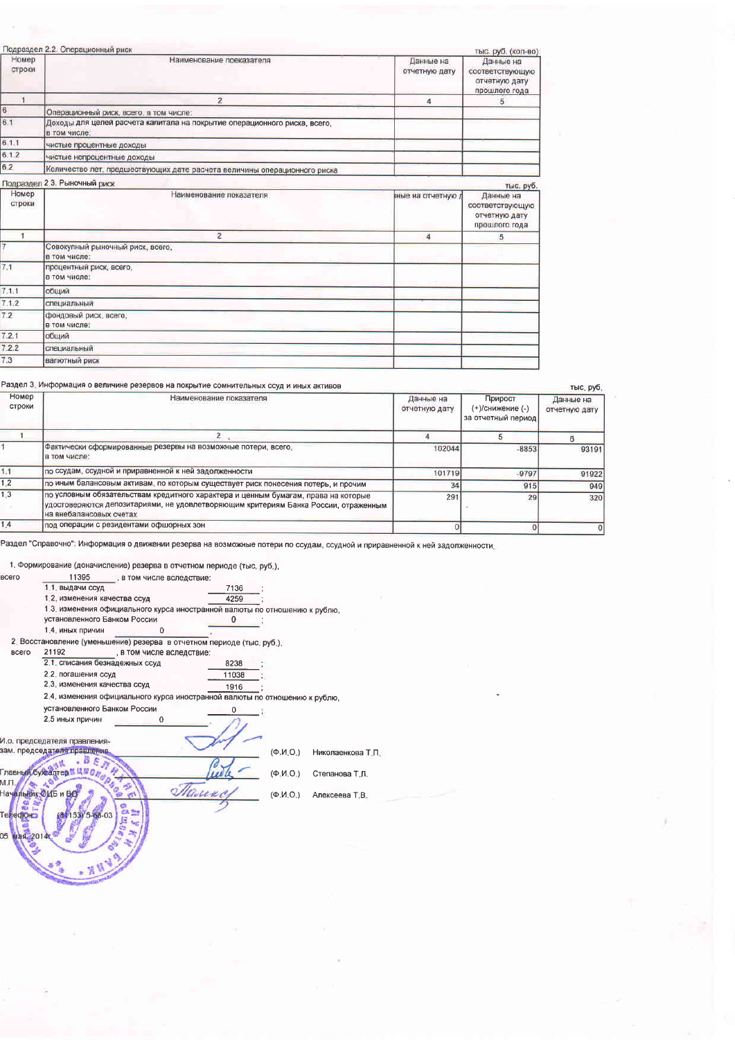Подраздел 2.2. Операционный риск

тыс. руб. (кол-во)

| Номер строки | Наименование показателя | Данные на отчетную дату | Данные на соответствующую отчетную дату прошлого года |
|---|---|---|---|
| 1 | 2 | 4 | 5 |
| 6 | Операционный риск, всего, в том числе: | | |
| 6.1 | Доходы для целей расчета капитала на покрытие операционного риска, всего, в том числе: | | |
| 6.1.1 | чистые процентные доходы | | |
| 6.1.2 | чистые непроцентные доходы | | |
| 6.2 | Количество лет, предшествующих дате расчета величины операционного риска | | |

Подраздел 2.3. Рыночный риск

тыс. руб.

| Номер строки | Наименование показателя | Данные на отчетную дату | Данные на соответствующую отчетную дату прошлого года |
|---|---|---|---|
| 1 | 2 | 4 | 5 |
| 7 | Совокупный рыночный риск, всего, в том числе: | | |
| 7.1 | процентный риск, всего, в том числе: | | |
| 7.1.1 | общий | | |
| 7.1.2 | специальный | | |
| 7.2 | фондовый риск, всего, в том числе: | | |
| 7.2.1 | общий | | |
| 7.2.2 | специальный | | |
| 7.3 | валютный риск | | |

Раздел 3. Информация о величине резервов на покрытие сомнительных ссуд и иных активов

тыс. руб.

| Номер строки | Наименование показателя | Данные на отчетную дату | Прирост (+)/снижение (-) за отчетный период | Данные на отчетную дату |
|---|---|---|---|---|
| 1 | 2 | 4 | 5 | 6 |
| 1 | Фактически сформированные резервы на возможные потери, всего, в том числе: | 102044 | -8853 | 93191 |
| 1.1 | по ссудам, ссудной и приравненной к ней задолженности | 101719 | -9797 | 91922 |
| 1.2 | по иным балансовым активам, по которым существует риск понесения потерь, и прочим | 34 | 915 | 949 |
| 1.3 | по условным обязательствам кредитного характера и ценным бумагам, права на которые удостоверяются депозитариями, не удовлетворяющим критериям Банка России, отраженным на внебалансовых счетах | 291 | 29 | 320 |
| 1.4 | под операции с резидентами офшорных зон | 0 | 0 | 0 |

Раздел "Справочно": Информация о движении резерва на возможные потери по ссудам, ссудной и приравненной к ней задолженности.

1. Формирование (доначисление) резерва в отчетном периоде (тыс. руб.),
всего 11395, в том числе вследствие:
   - 1.1. выдачи ссуд 7136;
   - 1.2. изменения качества ссуд 4259;
   - 1.3. изменения официального курса иностранной валюты по отношению к рублю, установленного Банком России 0;
   - 1.4. иных причин 0.

2. Восстановление (уменьшение) резерва в отчетном периоде (тыс. руб.),
всего 21192, в том числе вследствие:
   - 2.1. списания безнадежных ссуд 8238;
   - 2.2. погашения ссуд 11038;
   - 2.3. изменения качества ссуд 1916;
   - 2.4. изменения официального курса иностранной валюты по отношению к рублю, установленного Банком России 0;
   - 2.5 иных причин 0.

И.о. председателя правления-зам. председателя правления (Ф.И.О.) Николаенкова Т.П.

Главный бухгалтер (Ф.И.О.) Степанова Т.Л.

М.П.

Начальник ОЦБ и ВО (Ф.И.О.) Алексеева Т.В.

Телефон: (81153) 5-68-03

05 мая 2014г.